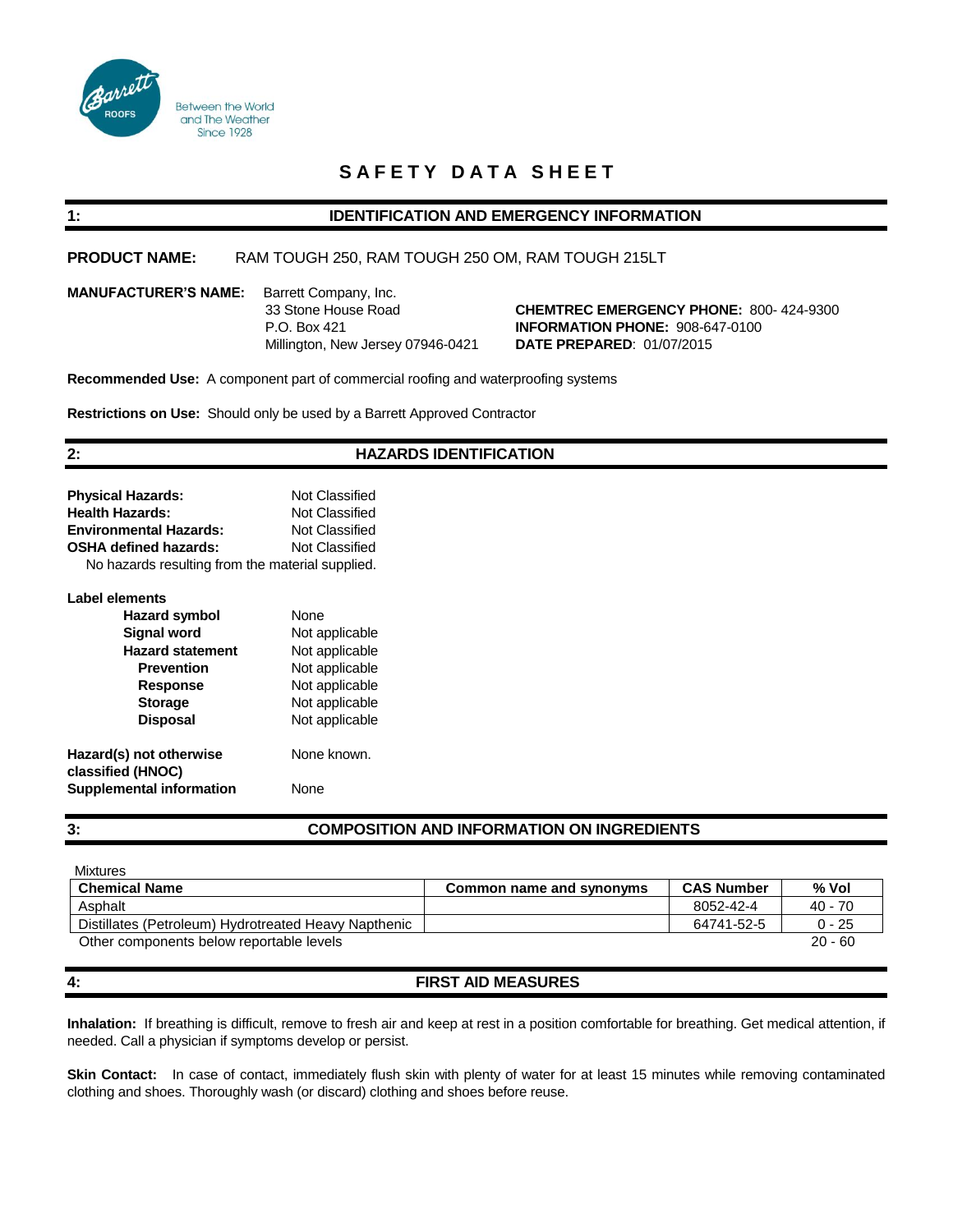Between the World and The Weather Since 1928

# SAFETY DATA SHEET

## 1: IDENTIFICATION AND EMERGENCY INFORMATION

**PRODUCT NAME:** RAM TOUGH 250, RAM TOUGH 250 OM, RAM TOUGH 215LT

**MANUFACTURER'S NAME:** Barrett Company, Inc.
33 Stone House Road
P.O. Box 421
Millington, New Jersey 07946-0421

**CHEMTREC EMERGENCY PHONE:** 800- 424-9300
**INFORMATION PHONE:** 908-647-0100
**DATE PREPARED**: 01/07/2015

**Recommended Use:** A component part of commercial roofing and waterproofing systems

**Restrictions on Use:** Should only be used by a Barrett Approved Contractor

## 2: HAZARDS IDENTIFICATION

**Physical Hazards:** Not Classified
**Health Hazards:** Not Classified
**Environmental Hazards:** Not Classified
**OSHA defined hazards:** Not Classified
No hazards resulting from the material supplied.

**Label elements**

- **Hazard symbol**: None
- **Signal word**: Not applicable
- **Hazard statement**: Not applicable
  - **Prevention**: Not applicable
  - **Response**: Not applicable
  - **Storage**: Not applicable
  - **Disposal**: Not applicable

**Hazard(s) not otherwise classified (HNOC)**: None known.
**Supplemental information**: None

## 3: COMPOSITION AND INFORMATION ON INGREDIENTS

Mixtures

| Chemical Name | Common name and synonyms | CAS Number | % Vol |
|---|---|---|---|
| Asphalt | | 8052-42-4 | 40 - 70 |
| Distillates (Petroleum) Hydrotreated Heavy Napthenic | | 64741-52-5 | 0 - 25 |
| Other components below reportable levels | | | 20 - 60 |

## 4: FIRST AID MEASURES

**Inhalation:** If breathing is difficult, remove to fresh air and keep at rest in a position comfortable for breathing. Get medical attention, if needed. Call a physician if symptoms develop or persist.

**Skin Contact:** In case of contact, immediately flush skin with plenty of water for at least 15 minutes while removing contaminated clothing and shoes. Thoroughly wash (or discard) clothing and shoes before reuse.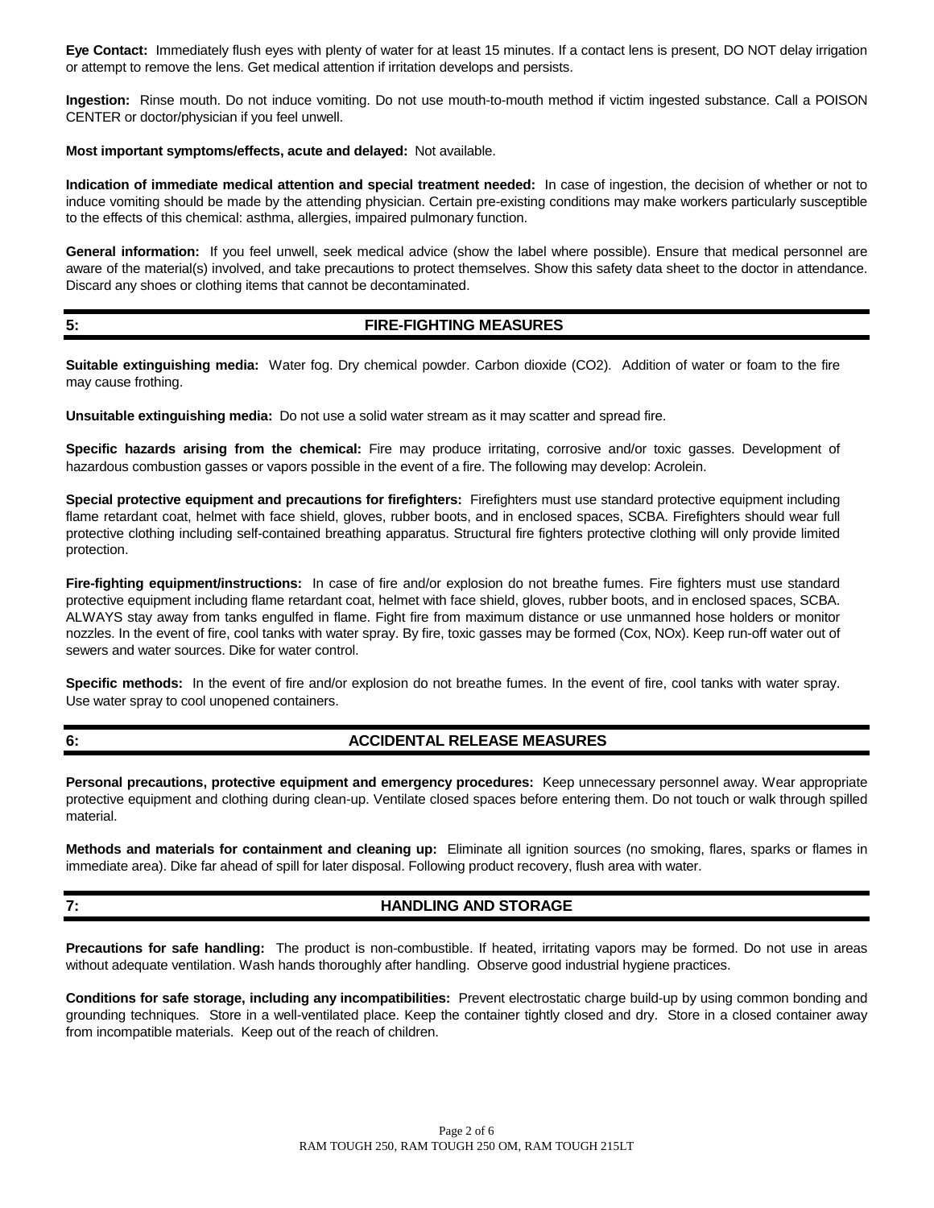**Eye Contact:** Immediately flush eyes with plenty of water for at least 15 minutes. If a contact lens is present, DO NOT delay irrigation or attempt to remove the lens. Get medical attention if irritation develops and persists.

**Ingestion:** Rinse mouth. Do not induce vomiting. Do not use mouth-to-mouth method if victim ingested substance. Call a POISON CENTER or doctor/physician if you feel unwell.

**Most important symptoms/effects, acute and delayed:** Not available.

**Indication of immediate medical attention and special treatment needed:** In case of ingestion, the decision of whether or not to induce vomiting should be made by the attending physician. Certain pre-existing conditions may make workers particularly susceptible to the effects of this chemical: asthma, allergies, impaired pulmonary function.

**General information:** If you feel unwell, seek medical advice (show the label where possible). Ensure that medical personnel are aware of the material(s) involved, and take precautions to protect themselves. Show this safety data sheet to the doctor in attendance. Discard any shoes or clothing items that cannot be decontaminated.

## 5: FIRE-FIGHTING MEASURES

**Suitable extinguishing media:** Water fog. Dry chemical powder. Carbon dioxide ($CO_2$). Addition of water or foam to the fire may cause frothing.

**Unsuitable extinguishing media:** Do not use a solid water stream as it may scatter and spread fire.

**Specific hazards arising from the chemical:** Fire may produce irritating, corrosive and/or toxic gasses. Development of hazardous combustion gasses or vapors possible in the event of a fire. The following may develop: Acrolein.

**Special protective equipment and precautions for firefighters:** Firefighters must use standard protective equipment including flame retardant coat, helmet with face shield, gloves, rubber boots, and in enclosed spaces, SCBA. Firefighters should wear full protective clothing including self-contained breathing apparatus. Structural fire fighters protective clothing will only provide limited protection.

**Fire-fighting equipment/instructions:** In case of fire and/or explosion do not breathe fumes. Fire fighters must use standard protective equipment including flame retardant coat, helmet with face shield, gloves, rubber boots, and in enclosed spaces, SCBA. ALWAYS stay away from tanks engulfed in flame. Fight fire from maximum distance or use unmanned hose holders or monitor nozzles. In the event of fire, cool tanks with water spray. By fire, toxic gasses may be formed (Cox, NOx). Keep run-off water out of sewers and water sources. Dike for water control.

**Specific methods:** In the event of fire and/or explosion do not breathe fumes. In the event of fire, cool tanks with water spray. Use water spray to cool unopened containers.

## 6: ACCIDENTAL RELEASE MEASURES

**Personal precautions, protective equipment and emergency procedures:** Keep unnecessary personnel away. Wear appropriate protective equipment and clothing during clean-up. Ventilate closed spaces before entering them. Do not touch or walk through spilled material.

**Methods and materials for containment and cleaning up:** Eliminate all ignition sources (no smoking, flares, sparks or flames in immediate area). Dike far ahead of spill for later disposal. Following product recovery, flush area with water.

## 7: HANDLING AND STORAGE

**Precautions for safe handling:** The product is non-combustible. If heated, irritating vapors may be formed. Do not use in areas without adequate ventilation. Wash hands thoroughly after handling. Observe good industrial hygiene practices.

**Conditions for safe storage, including any incompatibilities:** Prevent electrostatic charge build-up by using common bonding and grounding techniques. Store in a well-ventilated place. Keep the container tightly closed and dry. Store in a closed container away from incompatible materials. Keep out of the reach of children.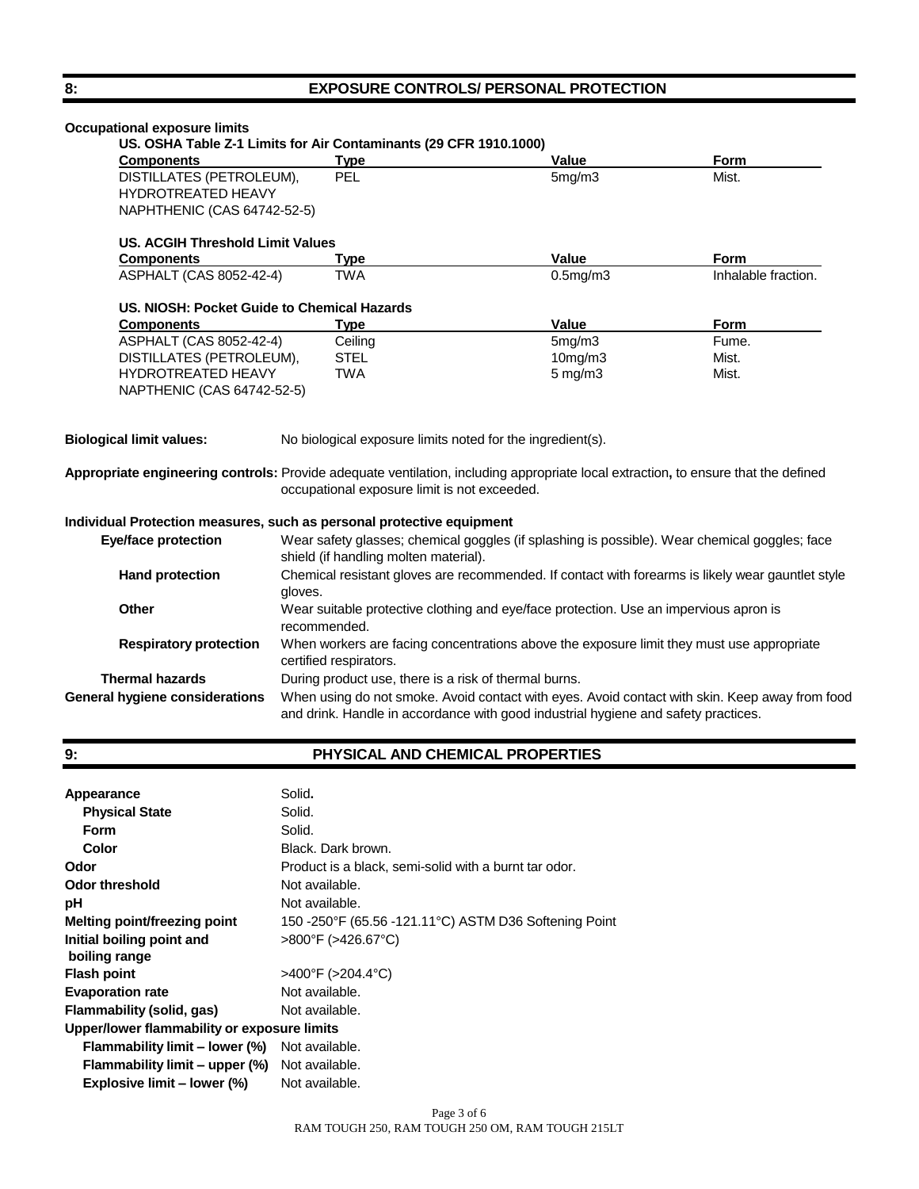## 8: EXPOSURE CONTROLS/ PERSONAL PROTECTION

**Occupational exposure limits**

**US. OSHA Table Z-1 Limits for Air Contaminants (29 CFR 1910.1000)**

| Components | Type | Value | Form |
|---|---|---|---|
| DISTILLATES (PETROLEUM), HYDROTREATED HEAVY NAPHTHENIC (CAS 64742-52-5) | PEL | 5mg/m3 | Mist. |

**US. ACGIH Threshold Limit Values**

| Components | Type | Value | Form |
|---|---|---|---|
| ASPHALT (CAS 8052-42-4) | TWA | 0.5mg/m3 | Inhalable fraction. |

**US. NIOSH: Pocket Guide to Chemical Hazards**

| Components | Type | Value | Form |
|---|---|---|---|
| ASPHALT (CAS 8052-42-4) | Ceiling | 5mg/m3 | Fume. |
| DISTILLATES (PETROLEUM), HYDROTREATED HEAVY NAPTHENIC (CAS 64742-52-5) | STEL | 10mg/m3 | Mist. |
| | TWA | 5 mg/m3 | Mist. |

**Biological limit values:** No biological exposure limits noted for the ingredient(s).

**Appropriate engineering controls:** Provide adequate ventilation, including appropriate local extraction**,** to ensure that the defined occupational exposure limit is not exceeded.

**Individual Protection measures, such as personal protective equipment**

**Eye/face protection** Wear safety glasses; chemical goggles (if splashing is possible). Wear chemical goggles; face shield (if handling molten material).

**Hand protection** Chemical resistant gloves are recommended. If contact with forearms is likely wear gauntlet style gloves.

**Other** Wear suitable protective clothing and eye/face protection. Use an impervious apron is recommended.

**Respiratory protection** When workers are facing concentrations above the exposure limit they must use appropriate certified respirators.

**Thermal hazards** During product use, there is a risk of thermal burns.

**General hygiene considerations** When using do not smoke. Avoid contact with eyes. Avoid contact with skin. Keep away from food and drink. Handle in accordance with good industrial hygiene and safety practices.

## 9: PHYSICAL AND CHEMICAL PROPERTIES

| | |
|---|---|
| **Appearance** | Solid**.** |
| **Physical State** | Solid. |
| **Form** | Solid. |
| **Color** | Black. Dark brown. |
| **Odor** | Product is a black, semi-solid with a burnt tar odor. |
| **Odor threshold** | Not available. |
| **pH** | Not available. |
| **Melting point/freezing point** | 150 -250°F (65.56 -121.11°C) ASTM D36 Softening Point |
| **Initial boiling point and boiling range** | >800°F (>426.67°C) |
| **Flash point** | >400°F (>204.4°C) |
| **Evaporation rate** | Not available. |
| **Flammability (solid, gas)** | Not available. |
| **Upper/lower flammability or exposure limits** | |
| **Flammability limit – lower (%)** | Not available. |
| **Flammability limit – upper (%)** | Not available. |
| **Explosive limit – lower (%)** | Not available. |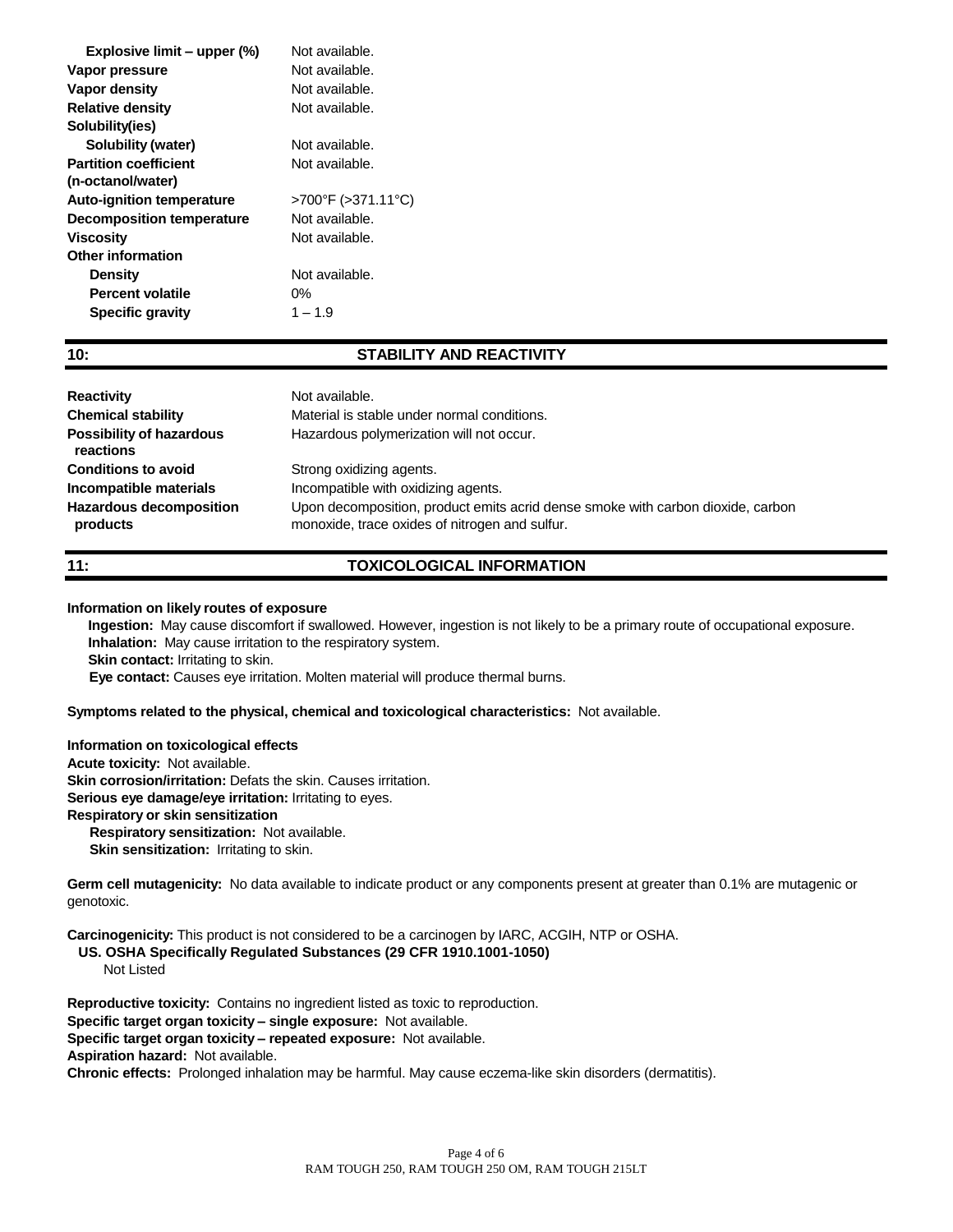| | |
|---|---|
| **Explosive limit – upper (%)** | Not available. |
| **Vapor pressure** | Not available. |
| **Vapor density** | Not available. |
| **Relative density** | Not available. |
| **Solubility(ies)** | |
| **Solubility (water)** | Not available. |
| **Partition coefficient (n-octanol/water)** | Not available. |
| **Auto-ignition temperature** | >700°F (>371.11°C) |
| **Decomposition temperature** | Not available. |
| **Viscosity** | Not available. |
| **Other information** | |
| **Density** | Not available. |
| **Percent volatile** | 0% |
| **Specific gravity** | 1 – 1.9 |

## 10: STABILITY AND REACTIVITY

| | |
|---|---|
| **Reactivity** | Not available. |
| **Chemical stability** | Material is stable under normal conditions. |
| **Possibility of hazardous reactions** | Hazardous polymerization will not occur. |
| **Conditions to avoid** | Strong oxidizing agents. |
| **Incompatible materials** | Incompatible with oxidizing agents. |
| **Hazardous decomposition products** | Upon decomposition, product emits acrid dense smoke with carbon dioxide, carbon monoxide, trace oxides of nitrogen and sulfur. |

## 11: TOXICOLOGICAL INFORMATION

**Information on likely routes of exposure**

**Ingestion:** May cause discomfort if swallowed. However, ingestion is not likely to be a primary route of occupational exposure.
**Inhalation:** May cause irritation to the respiratory system.
**Skin contact:** Irritating to skin.
**Eye contact:** Causes eye irritation. Molten material will produce thermal burns.

**Symptoms related to the physical, chemical and toxicological characteristics:** Not available.

**Information on toxicological effects**
**Acute toxicity:** Not available.
**Skin corrosion/irritation:** Defats the skin. Causes irritation.
**Serious eye damage/eye irritation:** Irritating to eyes.
**Respiratory or skin sensitization**
**Respiratory sensitization:** Not available.
**Skin sensitization:** Irritating to skin.

**Germ cell mutagenicity:** No data available to indicate product or any components present at greater than 0.1% are mutagenic or genotoxic.

**Carcinogenicity:** This product is not considered to be a carcinogen by IARC, ACGIH, NTP or OSHA.
**US. OSHA Specifically Regulated Substances (29 CFR 1910.1001-1050)**
Not Listed

**Reproductive toxicity:** Contains no ingredient listed as toxic to reproduction.
**Specific target organ toxicity – single exposure:** Not available.
**Specific target organ toxicity – repeated exposure:** Not available.
**Aspiration hazard:** Not available.
**Chronic effects:** Prolonged inhalation may be harmful. May cause eczema-like skin disorders (dermatitis).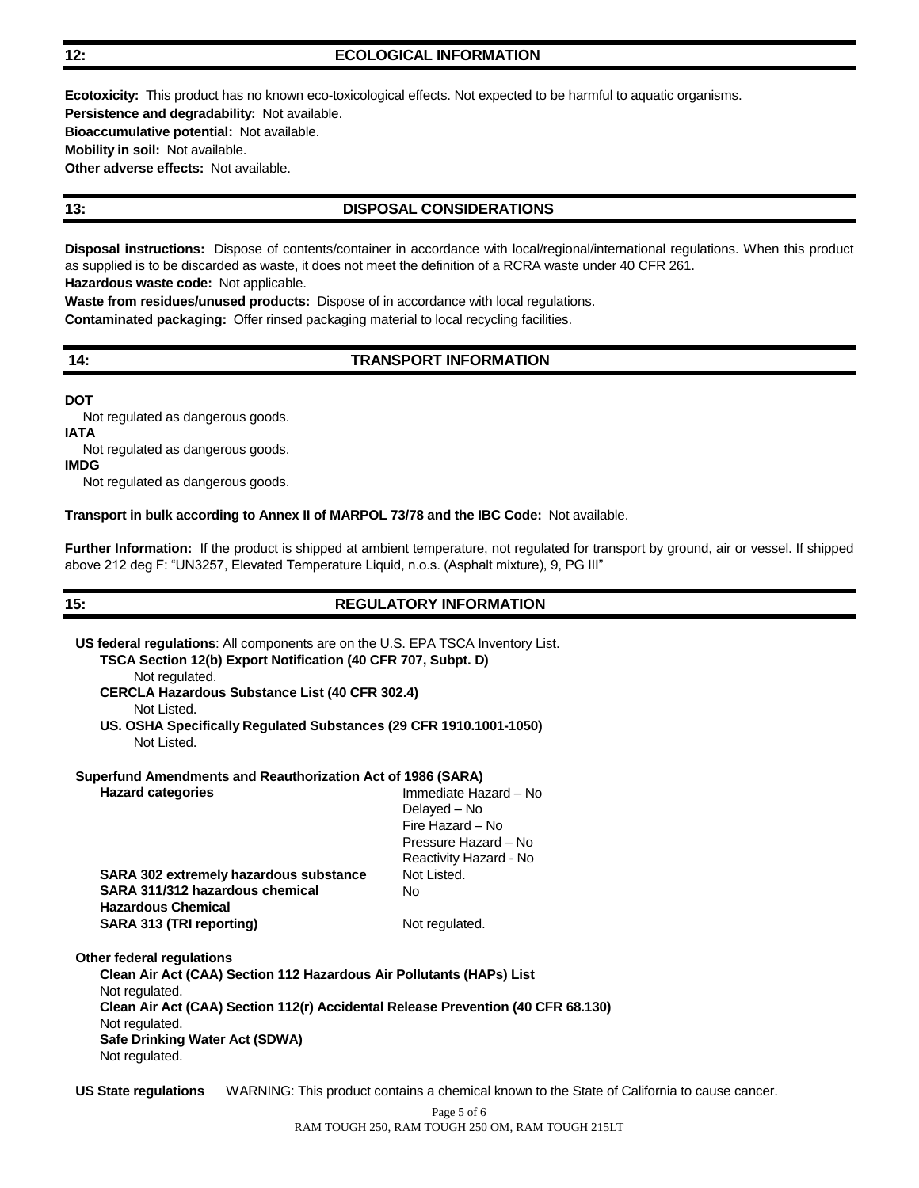## 12: ECOLOGICAL INFORMATION

**Ecotoxicity:** This product has no known eco-toxicological effects. Not expected to be harmful to aquatic organisms.
**Persistence and degradability:** Not available.
**Bioaccumulative potential:** Not available.
**Mobility in soil:** Not available.
**Other adverse effects:** Not available.

## 13: DISPOSAL CONSIDERATIONS

**Disposal instructions:** Dispose of contents/container in accordance with local/regional/international regulations. When this product as supplied is to be discarded as waste, it does not meet the definition of a RCRA waste under 40 CFR 261.
**Hazardous waste code:** Not applicable.
**Waste from residues/unused products:** Dispose of in accordance with local regulations.
**Contaminated packaging:** Offer rinsed packaging material to local recycling facilities.

## 14: TRANSPORT INFORMATION

**DOT**
Not regulated as dangerous goods.
**IATA**
Not regulated as dangerous goods.
**IMDG**
Not regulated as dangerous goods.

**Transport in bulk according to Annex II of MARPOL 73/78 and the IBC Code:** Not available.

**Further Information:** If the product is shipped at ambient temperature, not regulated for transport by ground, air or vessel. If shipped above 212 deg F: "UN3257, Elevated Temperature Liquid, n.o.s. (Asphalt mixture), 9, PG III"

## 15: REGULATORY INFORMATION

**US federal regulations**: All components are on the U.S. EPA TSCA Inventory List.
**TSCA Section 12(b) Export Notification (40 CFR 707, Subpt. D)**
Not regulated.
**CERCLA Hazardous Substance List (40 CFR 302.4)**
Not Listed.
**US. OSHA Specifically Regulated Substances (29 CFR 1910.1001-1050)**
Not Listed.

**Superfund Amendments and Reauthorization Act of 1986 (SARA)**

| | |
|---|---|
| **Hazard categories** | Immediate Hazard – No<br>Delayed – No<br>Fire Hazard – No<br>Pressure Hazard – No<br>Reactivity Hazard - No |
| **SARA 302 extremely hazardous substance** | Not Listed. |
| **SARA 311/312 hazardous chemical Hazardous Chemical** | No |
| **SARA 313 (TRI reporting)** | Not regulated. |

**Other federal regulations**
**Clean Air Act (CAA) Section 112 Hazardous Air Pollutants (HAPs) List**
Not regulated.
**Clean Air Act (CAA) Section 112(r) Accidental Release Prevention (40 CFR 68.130)**
Not regulated.
**Safe Drinking Water Act (SDWA)**
Not regulated.

**US State regulations** WARNING: This product contains a chemical known to the State of California to cause cancer.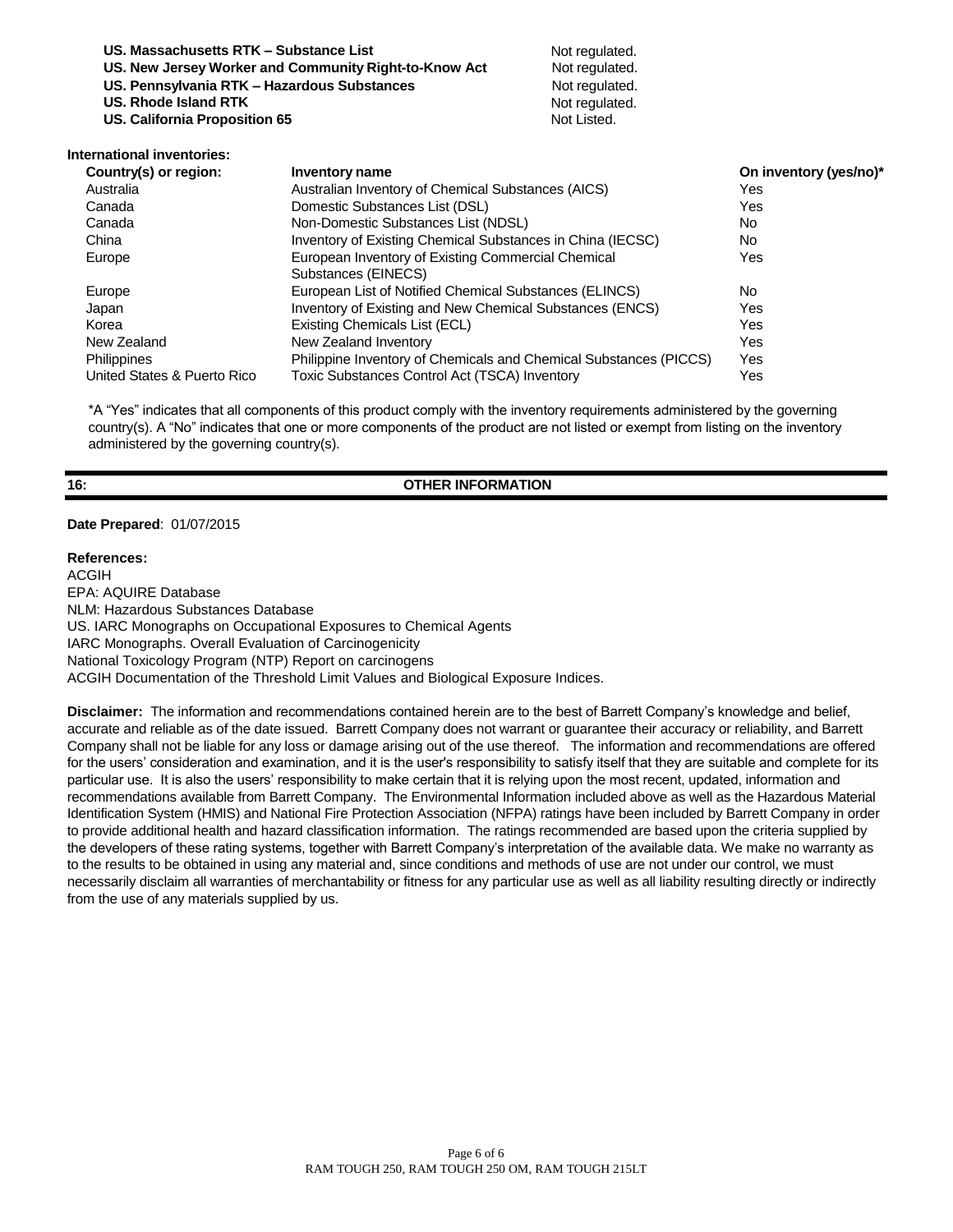**US. Massachusetts RTK – Substance List** Not regulated.
**US. New Jersey Worker and Community Right-to-Know Act** Not regulated.
**US. Pennsylvania RTK – Hazardous Substances** Not regulated.
**US. Rhode Island RTK** Not regulated.
**US. California Proposition 65** Not Listed.

**International inventories:**

| **Country(s) or region:** | **Inventory name** | **On inventory (yes/no)*** |
|---|---|---|
| Australia | Australian Inventory of Chemical Substances (AICS) | Yes |
| Canada | Domestic Substances List (DSL) | Yes |
| Canada | Non-Domestic Substances List (NDSL) | No |
| China | Inventory of Existing Chemical Substances in China (IECSC) | No |
| Europe | European Inventory of Existing Commercial Chemical Substances (EINECS) | Yes |
| Europe | European List of Notified Chemical Substances (ELINCS) | No |
| Japan | Inventory of Existing and New Chemical Substances (ENCS) | Yes |
| Korea | Existing Chemicals List (ECL) | Yes |
| New Zealand | New Zealand Inventory | Yes |
| Philippines | Philippine Inventory of Chemicals and Chemical Substances (PICCS) | Yes |
| United States & Puerto Rico | Toxic Substances Control Act (TSCA) Inventory | Yes |

*A "Yes" indicates that all components of this product comply with the inventory requirements administered by the governing country(s). A "No" indicates that one or more components of the product are not listed or exempt from listing on the inventory administered by the governing country(s).

## 16: OTHER INFORMATION

**Date Prepared**: 01/07/2015

**References:**
ACGIH
EPA: AQUIRE Database
NLM: Hazardous Substances Database
US. IARC Monographs on Occupational Exposures to Chemical Agents
IARC Monographs. Overall Evaluation of Carcinogenicity
National Toxicology Program (NTP) Report on carcinogens
ACGIH Documentation of the Threshold Limit Values and Biological Exposure Indices.

**Disclaimer:** The information and recommendations contained herein are to the best of Barrett Company's knowledge and belief, accurate and reliable as of the date issued. Barrett Company does not warrant or guarantee their accuracy or reliability, and Barrett Company shall not be liable for any loss or damage arising out of the use thereof. The information and recommendations are offered for the users' consideration and examination, and it is the user's responsibility to satisfy itself that they are suitable and complete for its particular use. It is also the users' responsibility to make certain that it is relying upon the most recent, updated, information and recommendations available from Barrett Company. The Environmental Information included above as well as the Hazardous Material Identification System (HMIS) and National Fire Protection Association (NFPA) ratings have been included by Barrett Company in order to provide additional health and hazard classification information. The ratings recommended are based upon the criteria supplied by the developers of these rating systems, together with Barrett Company's interpretation of the available data. We make no warranty as to the results to be obtained in using any material and, since conditions and methods of use are not under our control, we must necessarily disclaim all warranties of merchantability or fitness for any particular use as well as all liability resulting directly or indirectly from the use of any materials supplied by us.